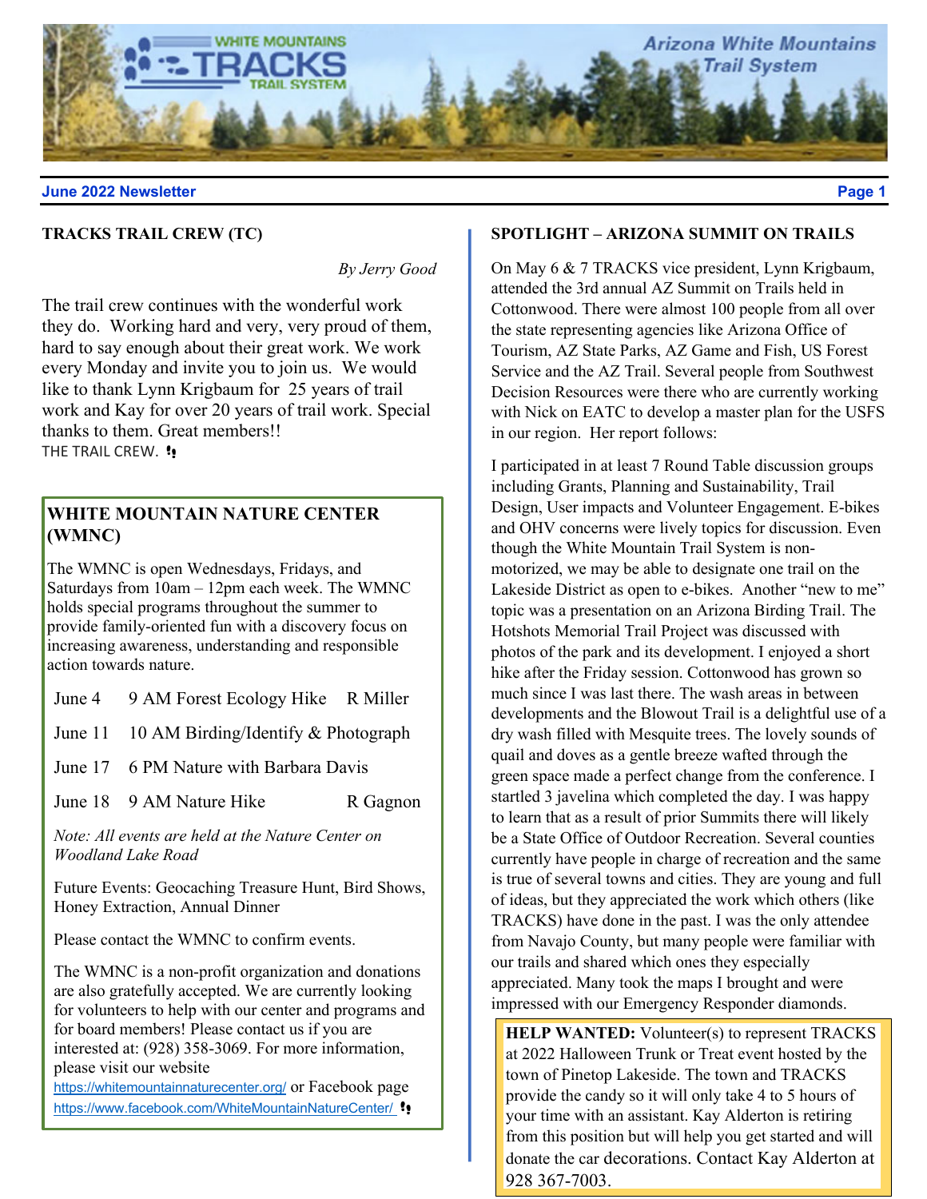# TRACKS TRAIL CREW (TC)

*By Jerry Good*

The trail crew continues with the wonderful work they do. Working hard and very, very proud of them, hard to say enough about their great work. We work every Monday and invite you to join us. We would like to thank Lynn Krigbaum for 25 years of trail work and Kay for over 20 years of trail work. Special thanks to them. Great members!!

THE TRAIL CREW.

## WHITE MOUNTAIN NATURE CENTER (WMNC)

The WMNC is open Wednesdays, Fridays, and Saturdays from 10am – 12pm each week. The WMNC holds special programs throughout the summer to provide family-oriented fun with a discovery focus on increasing awareness, understanding and responsible action towards nature.

| | | |
|---|---|---|
| June 4 | 9 AM Forest Ecology Hike | R Miller |
| June 11 | 10 AM Birding/Identify & Photograph | |
| June 17 | 6 PM Nature with Barbara Davis | |
| June 18 | 9 AM Nature Hike | R Gagnon |

*Note: All events are held at the Nature Center on Woodland Lake Road*

Future Events: Geocaching Treasure Hunt, Bird Shows, Honey Extraction, Annual Dinner

Please contact the WMNC to confirm events.

The WMNC is a non-profit organization and donations are also gratefully accepted. We are currently looking for volunteers to help with our center and programs and for board members! Please contact us if you are interested at: (928) 358-3069. For more information, please visit our website https://whitemountainnaturecenter.org/ or Facebook page https://www.facebook.com/WhiteMountainNatureCenter/

# SPOTLIGHT – ARIZONA SUMMIT ON TRAILS

On May 6 & 7 TRACKS vice president, Lynn Krigbaum, attended the 3rd annual AZ Summit on Trails held in Cottonwood. There were almost 100 people from all over the state representing agencies like Arizona Office of Tourism, AZ State Parks, AZ Game and Fish, US Forest Service and the AZ Trail. Several people from Southwest Decision Resources were there who are currently working with Nick on EATC to develop a master plan for the USFS in our region. Her report follows:

I participated in at least 7 Round Table discussion groups including Grants, Planning and Sustainability, Trail Design, User impacts and Volunteer Engagement. E-bikes and OHV concerns were lively topics for discussion. Even though the White Mountain Trail System is non-motorized, we may be able to designate one trail on the Lakeside District as open to e-bikes. Another "new to me" topic was a presentation on an Arizona Birding Trail. The Hotshots Memorial Trail Project was discussed with photos of the park and its development. I enjoyed a short hike after the Friday session. Cottonwood has grown so much since I was last there. The wash areas in between developments and the Blowout Trail is a delightful use of a dry wash filled with Mesquite trees. The lovely sounds of quail and doves as a gentle breeze wafted through the green space made a perfect change from the conference. I startled 3 javelina which completed the day. I was happy to learn that as a result of prior Summits there will likely be a State Office of Outdoor Recreation. Several counties currently have people in charge of recreation and the same is true of several towns and cities. They are young and full of ideas, but they appreciated the work which others (like TRACKS) have done in the past. I was the only attendee from Navajo County, but many people were familiar with our trails and shared which ones they especially appreciated. Many took the maps I brought and were impressed with our Emergency Responder diamonds.

**HELP WANTED:** Volunteer(s) to represent TRACKS at 2022 Halloween Trunk or Treat event hosted by the town of Pinetop Lakeside. The town and TRACKS provide the candy so it will only take 4 to 5 hours of your time with an assistant. Kay Alderton is retiring from this position but will help you get started and will donate the car decorations. Contact Kay Alderton at 928 367-7003.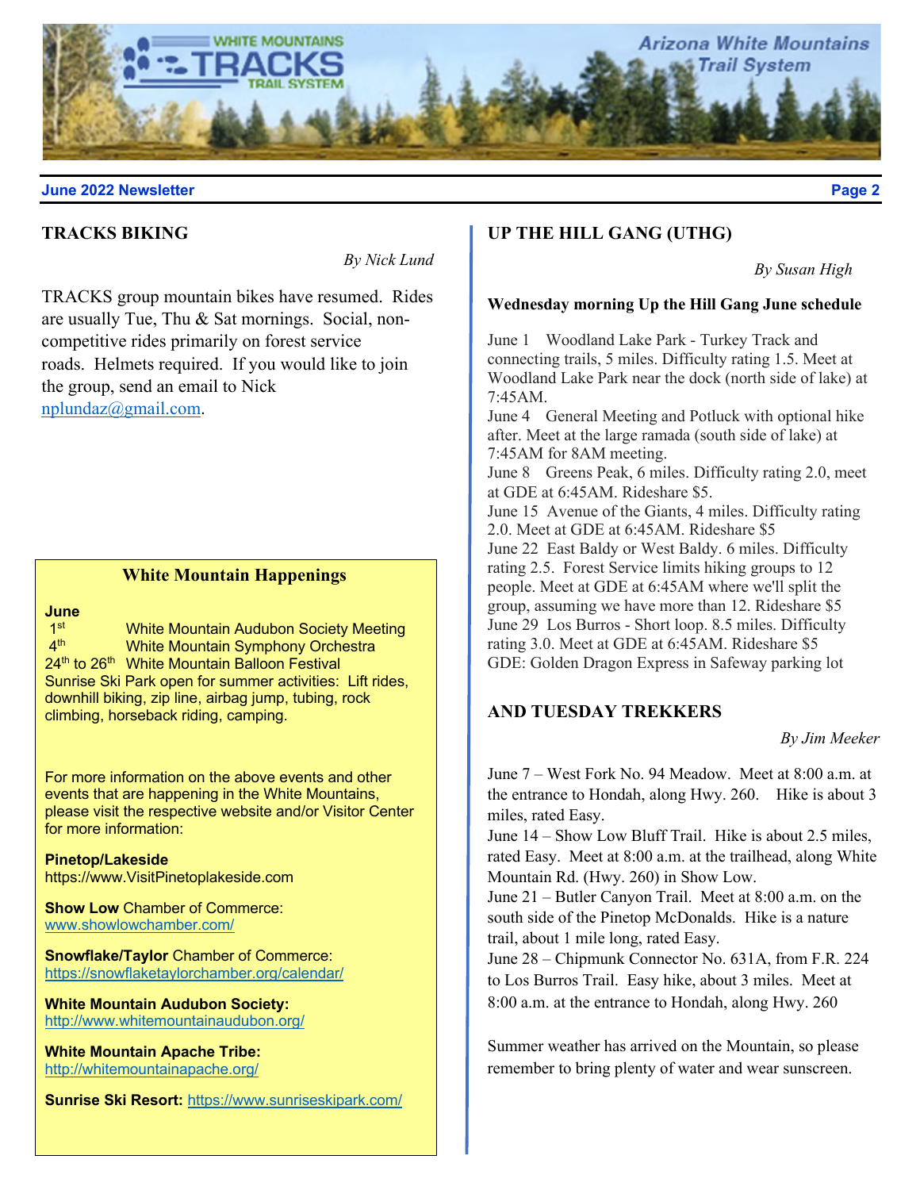## TRACKS BIKING

*By Nick Lund*

TRACKS group mountain bikes have resumed. Rides are usually Tue, Thu & Sat mornings. Social, non-competitive rides primarily on forest service roads. Helmets required. If you would like to join the group, send an email to Nick nplundaz@gmail.com.

### White Mountain Happenings

**June**

1st White Mountain Audubon Society Meeting
4th White Mountain Symphony Orchestra
24th to 26th White Mountain Balloon Festival
Sunrise Ski Park open for summer activities: Lift rides, downhill biking, zip line, airbag jump, tubing, rock climbing, horseback riding, camping.

For more information on the above events and other events that are happening in the White Mountains, please visit the respective website and/or Visitor Center for more information:

**Pinetop/Lakeside**
https://www.VisitPinetoplakeside.com

**Show Low** Chamber of Commerce:
www.showlowchamber.com/

**Snowflake/Taylor** Chamber of Commerce:
https://snowflaketaylorchamber.org/calendar/

**White Mountain Audubon Society:**
http://www.whitemountainaudubon.org/

**White Mountain Apache Tribe:**
http://whitemountainapache.org/

**Sunrise Ski Resort:** https://www.sunriseskipark.com/

## UP THE HILL GANG (UTHG)

*By Susan High*

**Wednesday morning Up the Hill Gang June schedule**

June 1 Woodland Lake Park - Turkey Track and connecting trails, 5 miles. Difficulty rating 1.5. Meet at Woodland Lake Park near the dock (north side of lake) at 7:45AM.
June 4 General Meeting and Potluck with optional hike after. Meet at the large ramada (south side of lake) at 7:45AM for 8AM meeting.
June 8 Greens Peak, 6 miles. Difficulty rating 2.0, meet at GDE at 6:45AM. Rideshare $5.
June 15 Avenue of the Giants, 4 miles. Difficulty rating 2.0. Meet at GDE at 6:45AM. Rideshare $5
June 22 East Baldy or West Baldy. 6 miles. Difficulty rating 2.5. Forest Service limits hiking groups to 12 people. Meet at GDE at 6:45AM where we'll split the group, assuming we have more than 12. Rideshare $5
June 29 Los Burros - Short loop. 8.5 miles. Difficulty rating 3.0. Meet at GDE at 6:45AM. Rideshare $5
GDE: Golden Dragon Express in Safeway parking lot

## AND TUESDAY TREKKERS

*By Jim Meeker*

June 7 – West Fork No. 94 Meadow. Meet at 8:00 a.m. at the entrance to Hondah, along Hwy. 260. Hike is about 3 miles, rated Easy.
June 14 – Show Low Bluff Trail. Hike is about 2.5 miles, rated Easy. Meet at 8:00 a.m. at the trailhead, along White Mountain Rd. (Hwy. 260) in Show Low.
June 21 – Butler Canyon Trail. Meet at 8:00 a.m. on the south side of the Pinetop McDonalds. Hike is a nature trail, about 1 mile long, rated Easy.
June 28 – Chipmunk Connector No. 631A, from F.R. 224 to Los Burros Trail. Easy hike, about 3 miles. Meet at 8:00 a.m. at the entrance to Hondah, along Hwy. 260

Summer weather has arrived on the Mountain, so please remember to bring plenty of water and wear sunscreen.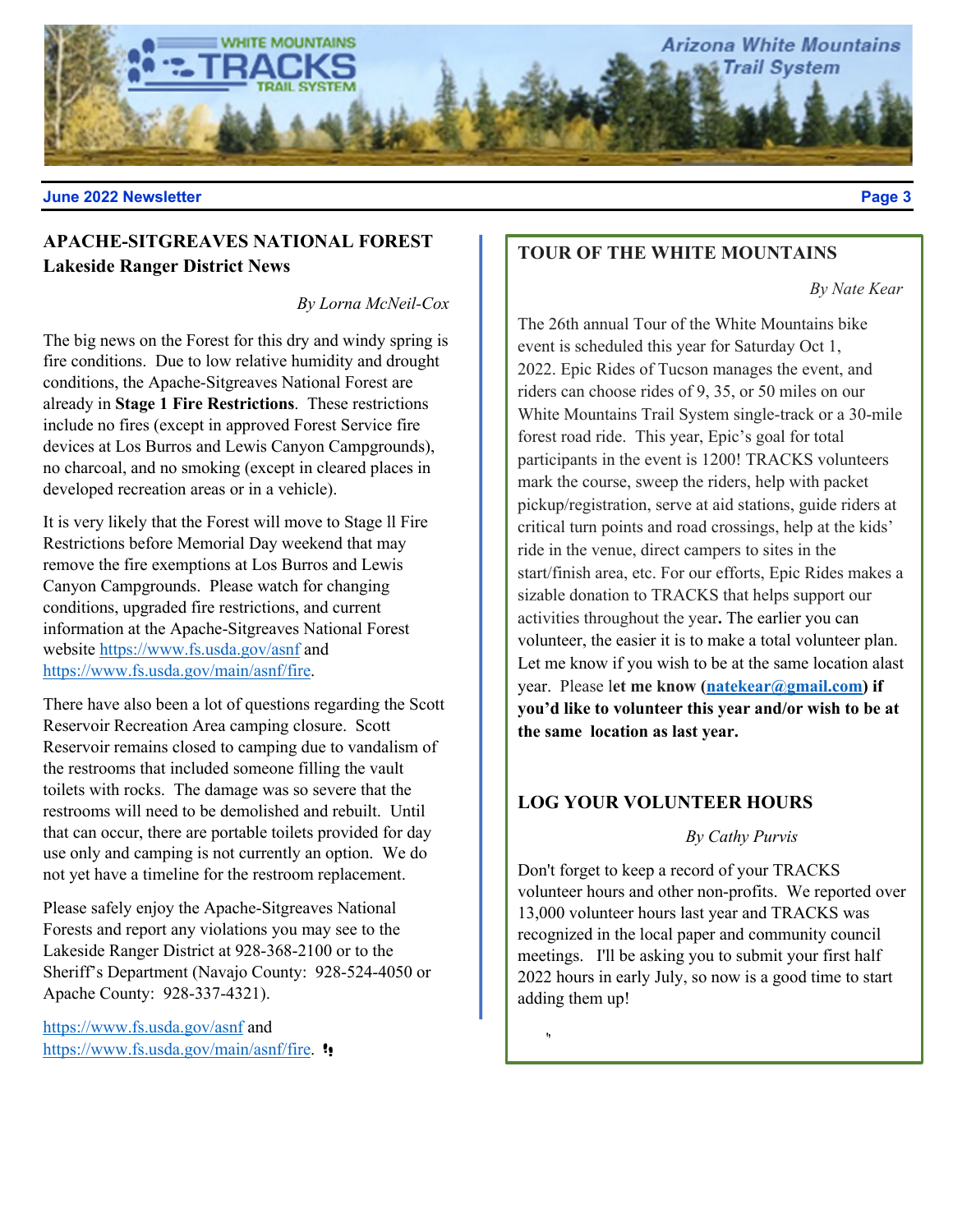## APACHE-SITGREAVES NATIONAL FOREST
### Lakeside Ranger District News

*By Lorna McNeil-Cox*

The big news on the Forest for this dry and windy spring is fire conditions. Due to low relative humidity and drought conditions, the Apache-Sitgreaves National Forest are already in **Stage 1 Fire Restrictions**. These restrictions include no fires (except in approved Forest Service fire devices at Los Burros and Lewis Canyon Campgrounds), no charcoal, and no smoking (except in cleared places in developed recreation areas or in a vehicle).

It is very likely that the Forest will move to Stage ll Fire Restrictions before Memorial Day weekend that may remove the fire exemptions at Los Burros and Lewis Canyon Campgrounds. Please watch for changing conditions, upgraded fire restrictions, and current information at the Apache-Sitgreaves National Forest website https://www.fs.usda.gov/asnf and https://www.fs.usda.gov/main/asnf/fire.

There have also been a lot of questions regarding the Scott Reservoir Recreation Area camping closure. Scott Reservoir remains closed to camping due to vandalism of the restrooms that included someone filling the vault toilets with rocks. The damage was so severe that the restrooms will need to be demolished and rebuilt. Until that can occur, there are portable toilets provided for day use only and camping is not currently an option. We do not yet have a timeline for the restroom replacement.

Please safely enjoy the Apache-Sitgreaves National Forests and report any violations you may see to the Lakeside Ranger District at 928-368-2100 or to the Sheriff's Department (Navajo County: 928-524-4050 or Apache County: 928-337-4321).

https://www.fs.usda.gov/asnf and https://www.fs.usda.gov/main/asnf/fire.

## TOUR OF THE WHITE MOUNTAINS

*By Nate Kear*

The 26th annual Tour of the White Mountains bike event is scheduled this year for Saturday Oct 1, 2022. Epic Rides of Tucson manages the event, and riders can choose rides of 9, 35, or 50 miles on our White Mountains Trail System single-track or a 30-mile forest road ride. This year, Epic's goal for total participants in the event is 1200! TRACKS volunteers mark the course, sweep the riders, help with packet pickup/registration, serve at aid stations, guide riders at critical turn points and road crossings, help at the kids' ride in the venue, direct campers to sites in the start/finish area, etc. For our efforts, Epic Rides makes a sizable donation to TRACKS that helps support our activities throughout the year. The earlier you can volunteer, the easier it is to make a total volunteer plan. Let me know if you wish to be at the same location alast year. Please l**et me know (natekear@gmail.com) if you'd like to volunteer this year and/or wish to be at the same location as last year.**

## LOG YOUR VOLUNTEER HOURS

*By Cathy Purvis*

Don't forget to keep a record of your TRACKS volunteer hours and other non-profits. We reported over 13,000 volunteer hours last year and TRACKS was recognized in the local paper and community council meetings. I'll be asking you to submit your first half 2022 hours in early July, so now is a good time to start adding them up!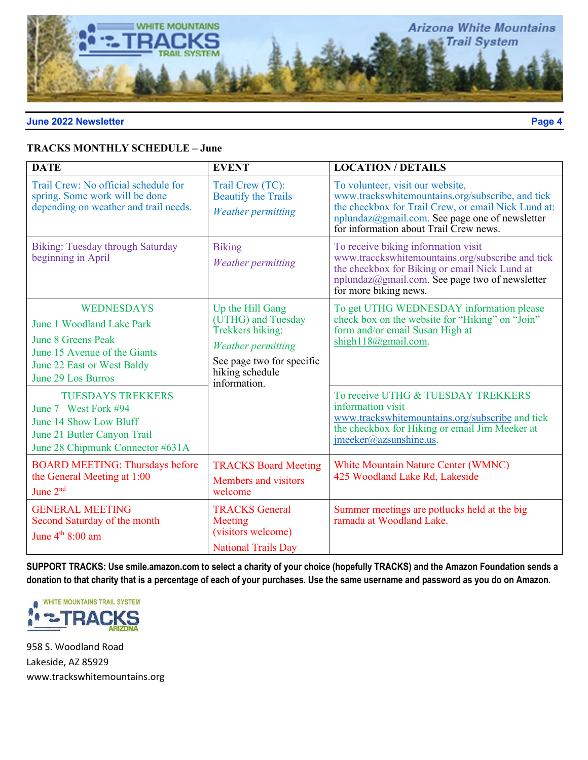**TRACKS MONTHLY SCHEDULE – June**

| DATE | EVENT | LOCATION / DETAILS |
|---|---|---|
| Trail Crew: No official schedule for spring. Some work will be done depending on weather and trail needs. | Trail Crew (TC): Beautify the Trails *Weather permitting* | To volunteer, visit our website, www.trackswhitemountains.org/subscribe, and tick the checkbox for Trail Crew, or email Nick Lund at: nplundaz@gmail.com. See page one of newsletter for information about Trail Crew news. |
| Biking: Tuesday through Saturday beginning in April | Biking *Weather permitting* | To receive biking information visit www.tracckswhitemountains.org/subscribe and tick the checkbox for Biking or email Nick Lund at nplundaz@gmail.com. See page two of newsletter for more biking news. |
| WEDNESDAYS<br>June 1 Woodland Lake Park<br>June 8 Greens Peak<br>June 15 Avenue of the Giants<br>June 22 East or West Baldy<br>June 29 Los Burros | Up the Hill Gang (UTHG) and Tuesday Trekkers hiking: *Weather permitting* See page two for specific hiking schedule information. | To get UTHG WEDNESDAY information please check box on the website for "Hiking" on "Join" form and/or email Susan High at shigh118@gmail.com. |
| TUESDAYS TREKKERS<br>June 7 West Fork #94<br>June 14 Show Low Bluff<br>June 21 Butler Canyon Trail<br>June 28 Chipmunk Connector #631A | | To receive UTHG & TUESDAY TREKKERS information visit www.trackswhitemountains.org/subscribe and tick the checkbox for Hiking or email Jim Meeker at jmeeker@azsunshine.us. |
| BOARD MEETING: Thursdays before the General Meeting at 1:00<br>June 2nd | TRACKS Board Meeting<br>Members and visitors welcome | White Mountain Nature Center (WMNC)<br>425 Woodland Lake Rd, Lakeside |
| GENERAL MEETING<br>Second Saturday of the month<br>June 4th 8:00 am | TRACKS General Meeting (visitors welcome)<br>National Trails Day | Summer meetings are potlucks held at the big ramada at Woodland Lake. |

**SUPPORT TRACKS: Use smile.amazon.com to select a charity of your choice (hopefully TRACKS) and the Amazon Foundation sends a donation to that charity that is a percentage of each of your purchases. Use the same username and password as you do on Amazon.**

WHITE MOUNTAINS TRAIL SYSTEM TRACKS ARIZONA

958 S. Woodland Road
Lakeside, AZ 85929
www.trackswhitemountains.org